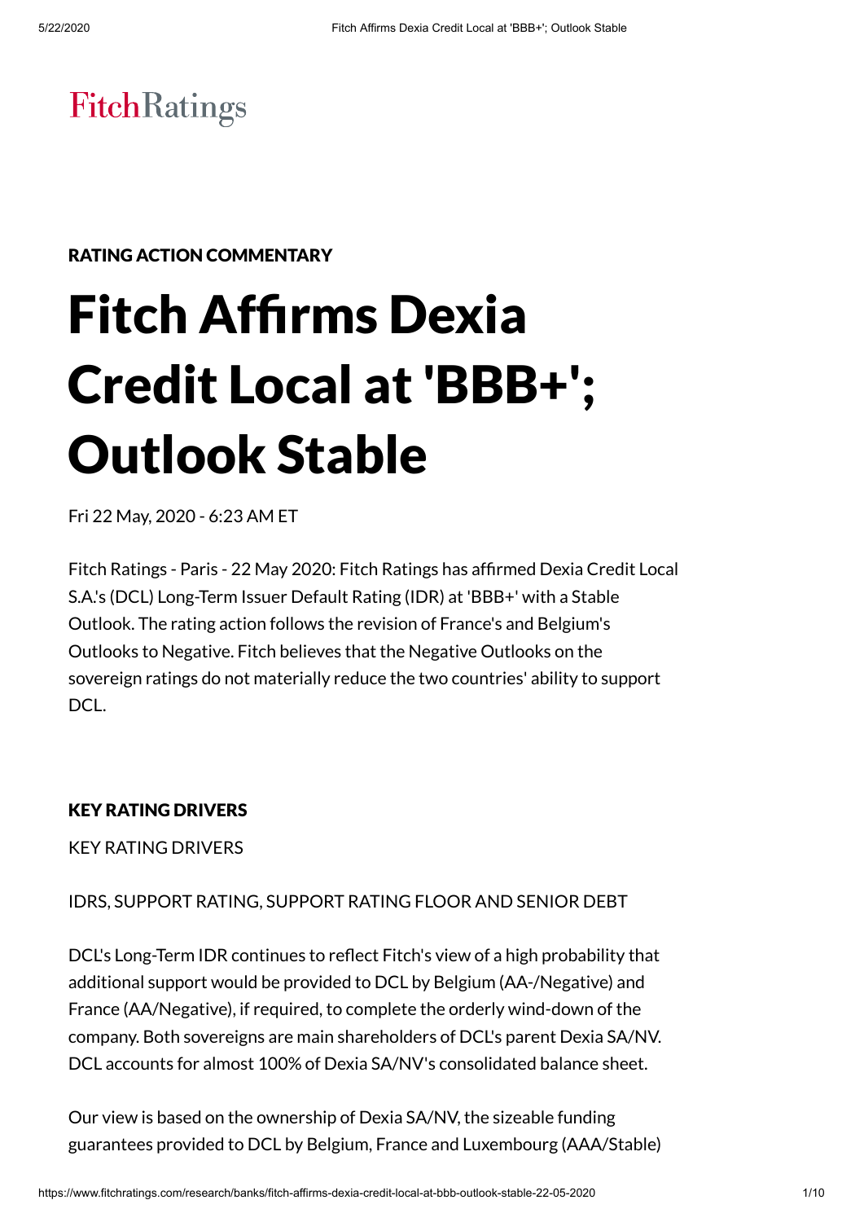FitchRatings

**RATING ACTION COMMENTARY**

# Fitch Affirms Dexia Credit Local at 'BBB+'; Outlook Stable

Fri 22 May, 2020 - 6:23 AM ET

Fitch Ratings - Paris - 22 May 2020: Fitch Ratings has affirmed Dexia Credit Local S.A.'s (DCL) Long-Term Issuer Default Rating (IDR) at 'BBB+' with a Stable Outlook. The rating action follows the revision of France's and Belgium's Outlooks to Negative. Fitch believes that the Negative Outlooks on the sovereign ratings do not materially reduce the two countries' ability to support DCL.

## KEY RATING DRIVERS

KEY RATING DRIVERS

IDRS, SUPPORT RATING, SUPPORT RATING FLOOR AND SENIOR DEBT

DCL's Long-Term IDR continues to reflect Fitch's view of a high probability that additional support would be provided to DCL by Belgium (AA-/Negative) and France (AA/Negative), if required, to complete the orderly wind-down of the company. Both sovereigns are main shareholders of DCL's parent Dexia SA/NV. DCL accounts for almost 100% of Dexia SA/NV's consolidated balance sheet.

Our view is based on the ownership of Dexia SA/NV, the sizeable funding guarantees provided to DCL by Belgium, France and Luxembourg (AAA/Stable)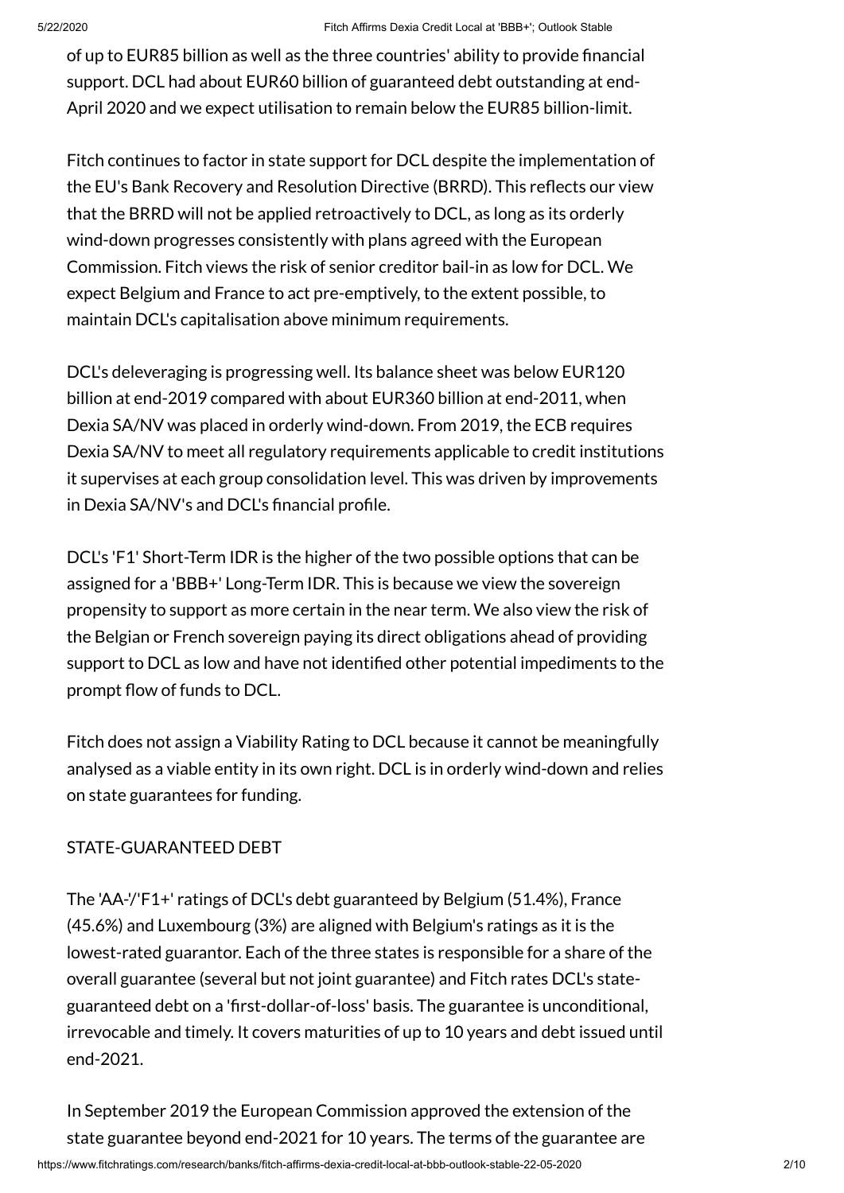of up to EUR85 billion as well as the three countries' ability to provide financial support. DCL had about EUR60 billion of guaranteed debt outstanding at end-April 2020 and we expect utilisation to remain below the EUR85 billion-limit.

Fitch continues to factor in state support for DCL despite the implementation of the EU's Bank Recovery and Resolution Directive (BRRD). This reflects our view that the BRRD will not be applied retroactively to DCL, as long as its orderly wind-down progresses consistently with plans agreed with the European Commission. Fitch views the risk of senior creditor bail-in as low for DCL. We expect Belgium and France to act pre-emptively, to the extent possible, to maintain DCL's capitalisation above minimum requirements.

DCL's deleveraging is progressing well. Its balance sheet was below EUR120 billion at end-2019 compared with about EUR360 billion at end-2011, when Dexia SA/NV was placed in orderly wind-down. From 2019, the ECB requires Dexia SA/NV to meet all regulatory requirements applicable to credit institutions it supervises at each group consolidation level. This was driven by improvements in Dexia SA/NV's and DCL's financial profile.

DCL's 'F1' Short-Term IDR is the higher of the two possible options that can be assigned for a 'BBB+' Long-Term IDR. This is because we view the sovereign propensity to support as more certain in the near term. We also view the risk of the Belgian or French sovereign paying its direct obligations ahead of providing support to DCL as low and have not identified other potential impediments to the prompt flow of funds to DCL.

Fitch does not assign a Viability Rating to DCL because it cannot be meaningfully analysed as a viable entity in its own right. DCL is in orderly wind-down and relies on state guarantees for funding.

STATE-GUARANTEED DEBT

The 'AA-'/'F1+' ratings of DCL's debt guaranteed by Belgium (51.4%), France (45.6%) and Luxembourg (3%) are aligned with Belgium's ratings as it is the lowest-rated guarantor. Each of the three states is responsible for a share of the overall guarantee (several but not joint guarantee) and Fitch rates DCL's state-guaranteed debt on a 'first-dollar-of-loss' basis. The guarantee is unconditional, irrevocable and timely. It covers maturities of up to 10 years and debt issued until end-2021.

In September 2019 the European Commission approved the extension of the state guarantee beyond end-2021 for 10 years. The terms of the guarantee are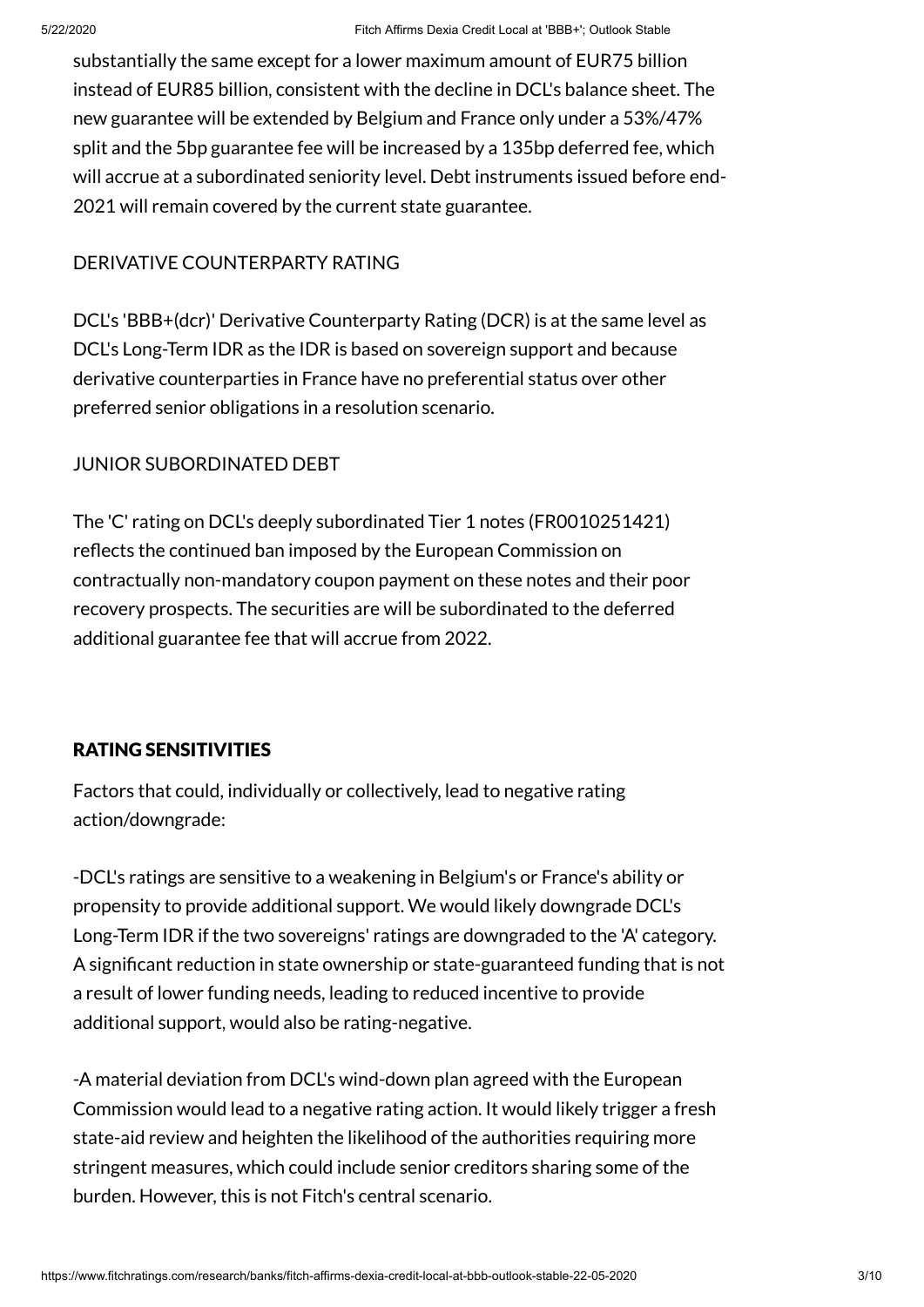substantially the same except for a lower maximum amount of EUR75 billion instead of EUR85 billion, consistent with the decline in DCL's balance sheet. The new guarantee will be extended by Belgium and France only under a 53%/47% split and the 5bp guarantee fee will be increased by a 135bp deferred fee, which will accrue at a subordinated seniority level. Debt instruments issued before end-2021 will remain covered by the current state guarantee.

DERIVATIVE COUNTERPARTY RATING

DCL's 'BBB+(dcr)' Derivative Counterparty Rating (DCR) is at the same level as DCL's Long-Term IDR as the IDR is based on sovereign support and because derivative counterparties in France have no preferential status over other preferred senior obligations in a resolution scenario.

JUNIOR SUBORDINATED DEBT

The 'C' rating on DCL's deeply subordinated Tier 1 notes (FR0010251421) reflects the continued ban imposed by the European Commission on contractually non-mandatory coupon payment on these notes and their poor recovery prospects. The securities are will be subordinated to the deferred additional guarantee fee that will accrue from 2022.

## RATING SENSITIVITIES

Factors that could, individually or collectively, lead to negative rating action/downgrade:

-DCL's ratings are sensitive to a weakening in Belgium's or France's ability or propensity to provide additional support. We would likely downgrade DCL's Long-Term IDR if the two sovereigns' ratings are downgraded to the 'A' category. A significant reduction in state ownership or state-guaranteed funding that is not a result of lower funding needs, leading to reduced incentive to provide additional support, would also be rating-negative.

-A material deviation from DCL's wind-down plan agreed with the European Commission would lead to a negative rating action. It would likely trigger a fresh state-aid review and heighten the likelihood of the authorities requiring more stringent measures, which could include senior creditors sharing some of the burden. However, this is not Fitch's central scenario.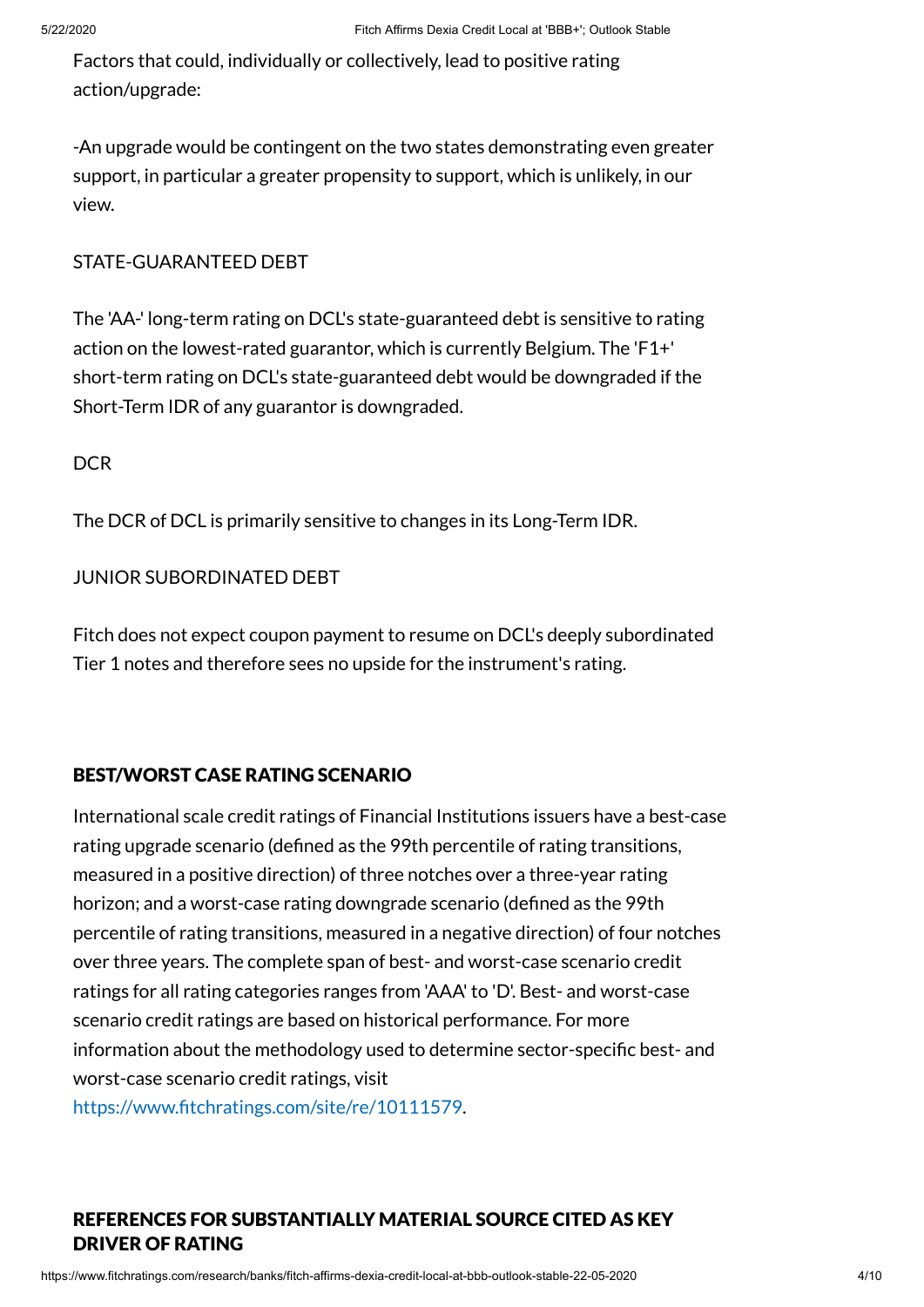Factors that could, individually or collectively, lead to positive rating action/upgrade:

-An upgrade would be contingent on the two states demonstrating even greater support, in particular a greater propensity to support, which is unlikely, in our view.

STATE-GUARANTEED DEBT

The 'AA-' long-term rating on DCL's state-guaranteed debt is sensitive to rating action on the lowest-rated guarantor, which is currently Belgium. The 'F1+' short-term rating on DCL's state-guaranteed debt would be downgraded if the Short-Term IDR of any guarantor is downgraded.

DCR

The DCR of DCL is primarily sensitive to changes in its Long-Term IDR.

JUNIOR SUBORDINATED DEBT

Fitch does not expect coupon payment to resume on DCL's deeply subordinated Tier 1 notes and therefore sees no upside for the instrument's rating.

## BEST/WORST CASE RATING SCENARIO

International scale credit ratings of Financial Institutions issuers have a best-case rating upgrade scenario (defined as the 99th percentile of rating transitions, measured in a positive direction) of three notches over a three-year rating horizon; and a worst-case rating downgrade scenario (defined as the 99th percentile of rating transitions, measured in a negative direction) of four notches over three years. The complete span of best- and worst-case scenario credit ratings for all rating categories ranges from 'AAA' to 'D'. Best- and worst-case scenario credit ratings are based on historical performance. For more information about the methodology used to determine sector-specific best- and worst-case scenario credit ratings, visit https://www.fitchratings.com/site/re/10111579.

## REFERENCES FOR SUBSTANTIALLY MATERIAL SOURCE CITED AS KEY DRIVER OF RATING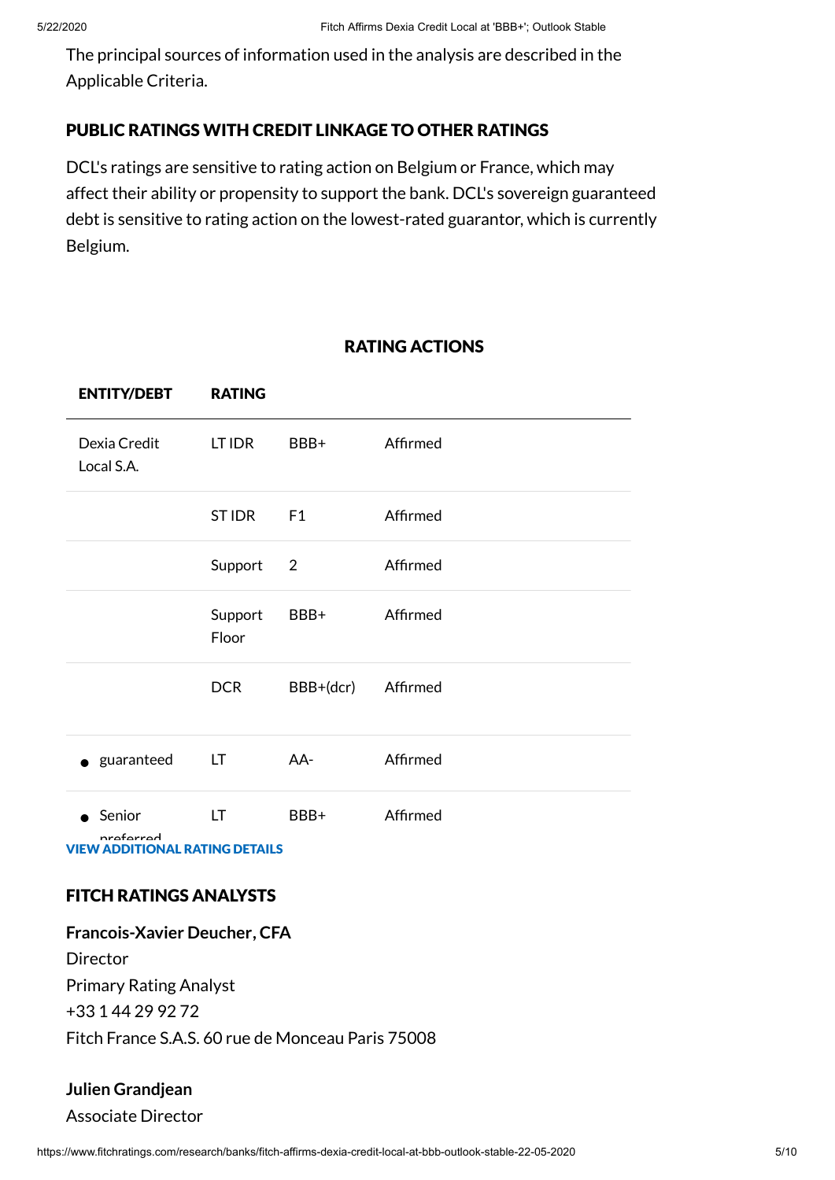The principal sources of information used in the analysis are described in the Applicable Criteria.

## PUBLIC RATINGS WITH CREDIT LINKAGE TO OTHER RATINGS

DCL's ratings are sensitive to rating action on Belgium or France, which may affect their ability or propensity to support the bank. DCL's sovereign guaranteed debt is sensitive to rating action on the lowest-rated guarantor, which is currently Belgium.

## RATING ACTIONS

| ENTITY/DEBT | RATING | | |
|---|---|---|---|
| Dexia Credit Local S.A. | LT IDR | BBB+ | Affirmed |
| | ST IDR | F1 | Affirmed |
| | Support | 2 | Affirmed |
| | Support Floor | BBB+ | Affirmed |
| | DCR | BBB+(dcr) | Affirmed |
| • guaranteed | LT | AA- | Affirmed |
| • Senior preferred | LT | BBB+ | Affirmed |

**VIEW ADDITIONAL RATING DETAILS**

## FITCH RATINGS ANALYSTS

**Francois-Xavier Deucher, CFA**
Director
Primary Rating Analyst
+33 1 44 29 92 72
Fitch France S.A.S. 60 rue de Monceau Paris 75008

**Julien Grandjean**
Associate Director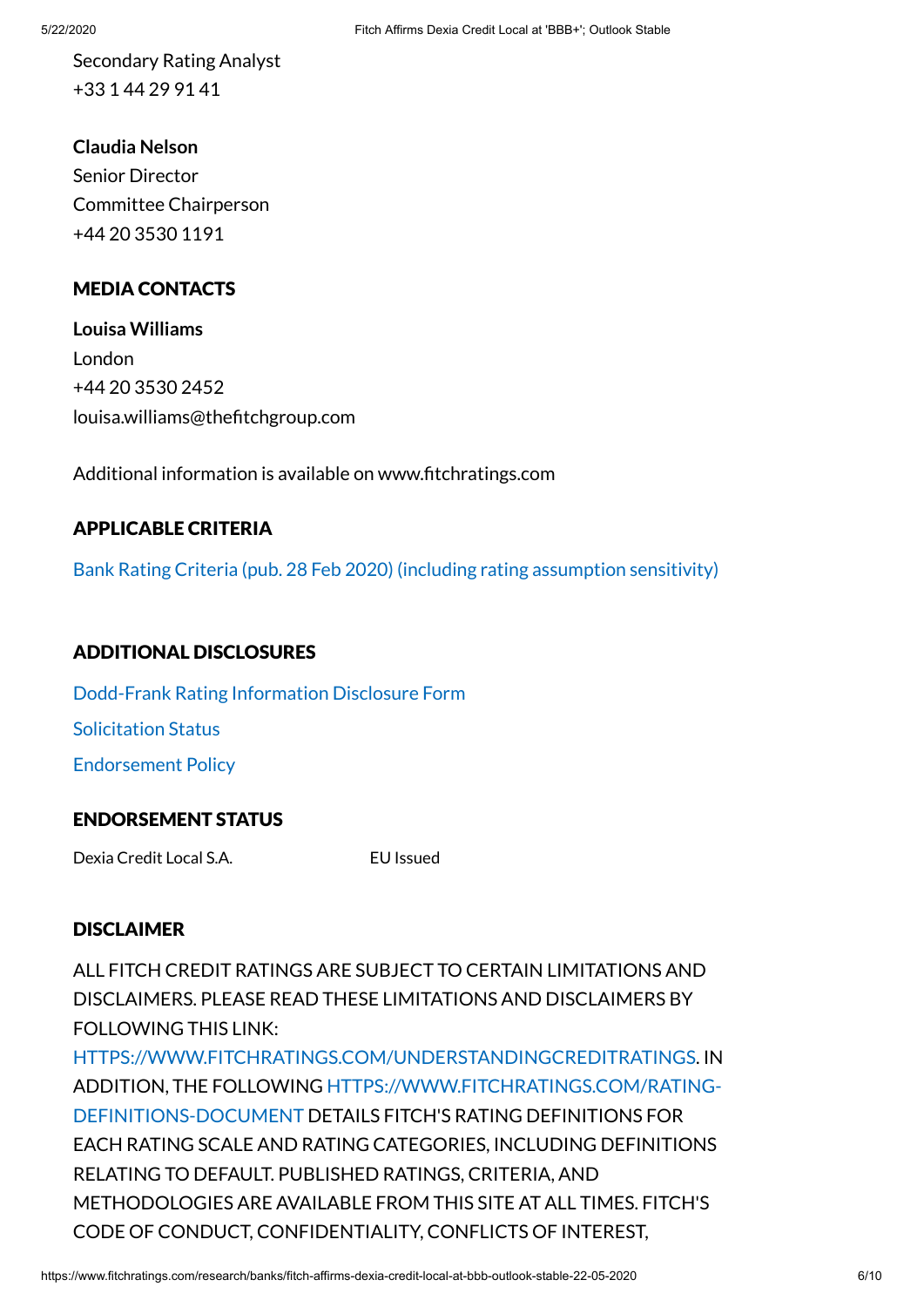Secondary Rating Analyst
+33 1 44 29 91 41

**Claudia Nelson**
Senior Director
Committee Chairperson
+44 20 3530 1191

## MEDIA CONTACTS

**Louisa Williams**
London
+44 20 3530 2452
louisa.williams@thefitchgroup.com

Additional information is available on www.fitchratings.com

## APPLICABLE CRITERIA

Bank Rating Criteria (pub. 28 Feb 2020) (including rating assumption sensitivity)

## ADDITIONAL DISCLOSURES

Dodd-Frank Rating Information Disclosure Form

Solicitation Status

Endorsement Policy

## ENDORSEMENT STATUS

| | |
|---|---|
| Dexia Credit Local S.A. | EU Issued |

## DISCLAIMER

ALL FITCH CREDIT RATINGS ARE SUBJECT TO CERTAIN LIMITATIONS AND DISCLAIMERS. PLEASE READ THESE LIMITATIONS AND DISCLAIMERS BY FOLLOWING THIS LINK: HTTPS://WWW.FITCHRATINGS.COM/UNDERSTANDINGCREDITRATINGS. IN ADDITION, THE FOLLOWING HTTPS://WWW.FITCHRATINGS.COM/RATING-DEFINITIONS-DOCUMENT DETAILS FITCH'S RATING DEFINITIONS FOR EACH RATING SCALE AND RATING CATEGORIES, INCLUDING DEFINITIONS RELATING TO DEFAULT. PUBLISHED RATINGS, CRITERIA, AND METHODOLOGIES ARE AVAILABLE FROM THIS SITE AT ALL TIMES. FITCH'S CODE OF CONDUCT, CONFIDENTIALITY, CONFLICTS OF INTEREST,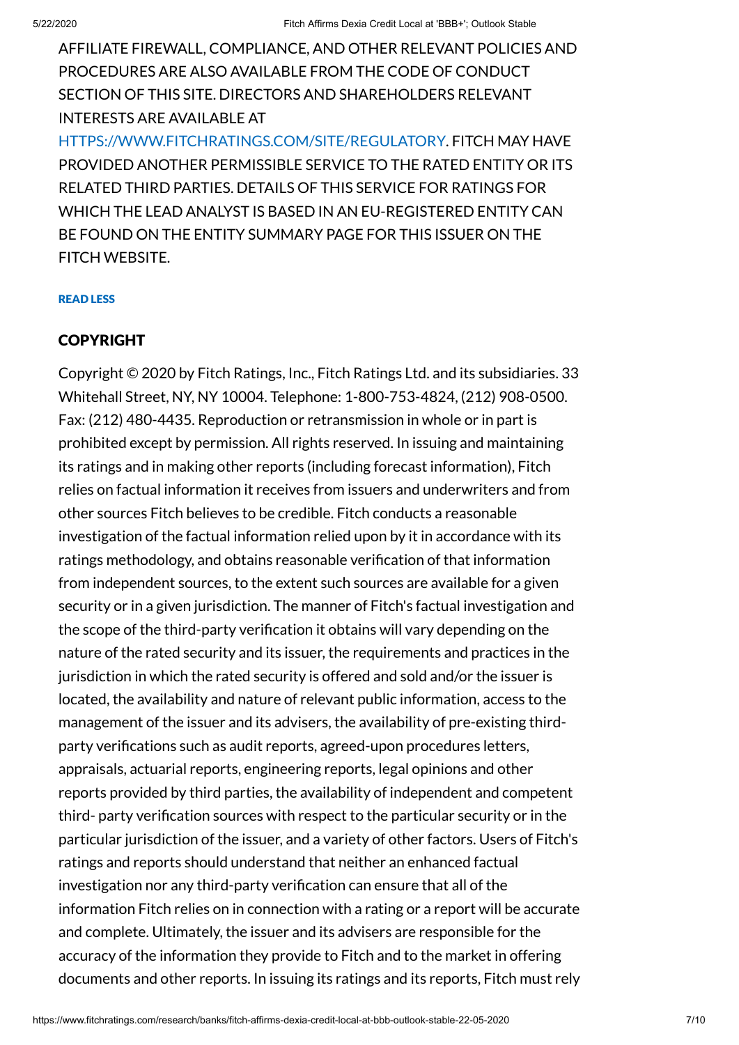AFFILIATE FIREWALL, COMPLIANCE, AND OTHER RELEVANT POLICIES AND PROCEDURES ARE ALSO AVAILABLE FROM THE CODE OF CONDUCT SECTION OF THIS SITE. DIRECTORS AND SHAREHOLDERS RELEVANT INTERESTS ARE AVAILABLE AT HTTPS://WWW.FITCHRATINGS.COM/SITE/REGULATORY. FITCH MAY HAVE PROVIDED ANOTHER PERMISSIBLE SERVICE TO THE RATED ENTITY OR ITS RELATED THIRD PARTIES. DETAILS OF THIS SERVICE FOR RATINGS FOR WHICH THE LEAD ANALYST IS BASED IN AN EU-REGISTERED ENTITY CAN BE FOUND ON THE ENTITY SUMMARY PAGE FOR THIS ISSUER ON THE FITCH WEBSITE.

READ LESS

## COPYRIGHT

Copyright © 2020 by Fitch Ratings, Inc., Fitch Ratings Ltd. and its subsidiaries. 33 Whitehall Street, NY, NY 10004. Telephone: 1-800-753-4824, (212) 908-0500. Fax: (212) 480-4435. Reproduction or retransmission in whole or in part is prohibited except by permission. All rights reserved. In issuing and maintaining its ratings and in making other reports (including forecast information), Fitch relies on factual information it receives from issuers and underwriters and from other sources Fitch believes to be credible. Fitch conducts a reasonable investigation of the factual information relied upon by it in accordance with its ratings methodology, and obtains reasonable verification of that information from independent sources, to the extent such sources are available for a given security or in a given jurisdiction. The manner of Fitch's factual investigation and the scope of the third-party verification it obtains will vary depending on the nature of the rated security and its issuer, the requirements and practices in the jurisdiction in which the rated security is offered and sold and/or the issuer is located, the availability and nature of relevant public information, access to the management of the issuer and its advisers, the availability of pre-existing third-party verifications such as audit reports, agreed-upon procedures letters, appraisals, actuarial reports, engineering reports, legal opinions and other reports provided by third parties, the availability of independent and competent third- party verification sources with respect to the particular security or in the particular jurisdiction of the issuer, and a variety of other factors. Users of Fitch's ratings and reports should understand that neither an enhanced factual investigation nor any third-party verification can ensure that all of the information Fitch relies on in connection with a rating or a report will be accurate and complete. Ultimately, the issuer and its advisers are responsible for the accuracy of the information they provide to Fitch and to the market in offering documents and other reports. In issuing its ratings and its reports, Fitch must rely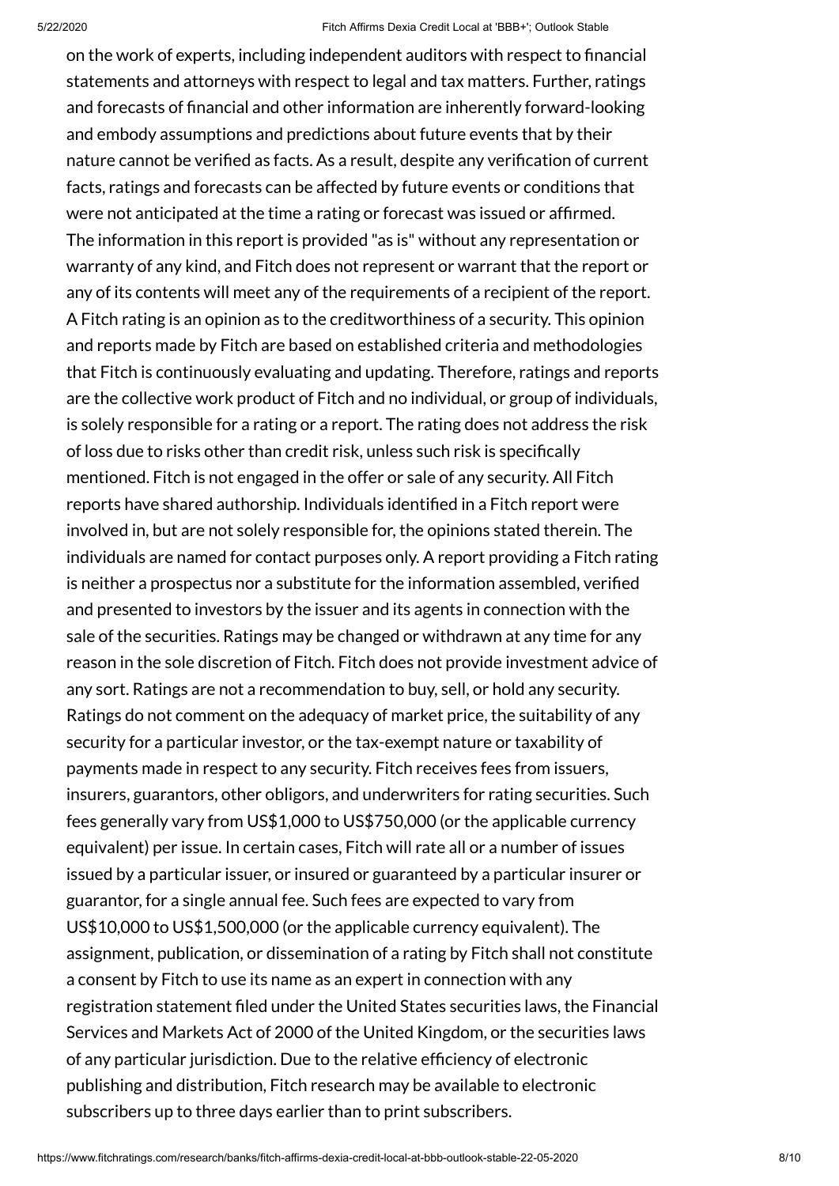on the work of experts, including independent auditors with respect to financial statements and attorneys with respect to legal and tax matters. Further, ratings and forecasts of financial and other information are inherently forward-looking and embody assumptions and predictions about future events that by their nature cannot be verified as facts. As a result, despite any verification of current facts, ratings and forecasts can be affected by future events or conditions that were not anticipated at the time a rating or forecast was issued or affirmed.
The information in this report is provided "as is" without any representation or warranty of any kind, and Fitch does not represent or warrant that the report or any of its contents will meet any of the requirements of a recipient of the report. A Fitch rating is an opinion as to the creditworthiness of a security. This opinion and reports made by Fitch are based on established criteria and methodologies that Fitch is continuously evaluating and updating. Therefore, ratings and reports are the collective work product of Fitch and no individual, or group of individuals, is solely responsible for a rating or a report. The rating does not address the risk of loss due to risks other than credit risk, unless such risk is specifically mentioned. Fitch is not engaged in the offer or sale of any security. All Fitch reports have shared authorship. Individuals identified in a Fitch report were involved in, but are not solely responsible for, the opinions stated therein. The individuals are named for contact purposes only. A report providing a Fitch rating is neither a prospectus nor a substitute for the information assembled, verified and presented to investors by the issuer and its agents in connection with the sale of the securities. Ratings may be changed or withdrawn at any time for any reason in the sole discretion of Fitch. Fitch does not provide investment advice of any sort. Ratings are not a recommendation to buy, sell, or hold any security. Ratings do not comment on the adequacy of market price, the suitability of any security for a particular investor, or the tax-exempt nature or taxability of payments made in respect to any security. Fitch receives fees from issuers, insurers, guarantors, other obligors, and underwriters for rating securities. Such fees generally vary from US$1,000 to US$750,000 (or the applicable currency equivalent) per issue. In certain cases, Fitch will rate all or a number of issues issued by a particular issuer, or insured or guaranteed by a particular insurer or guarantor, for a single annual fee. Such fees are expected to vary from US$10,000 to US$1,500,000 (or the applicable currency equivalent). The assignment, publication, or dissemination of a rating by Fitch shall not constitute a consent by Fitch to use its name as an expert in connection with any registration statement filed under the United States securities laws, the Financial Services and Markets Act of 2000 of the United Kingdom, or the securities laws of any particular jurisdiction. Due to the relative efficiency of electronic publishing and distribution, Fitch research may be available to electronic subscribers up to three days earlier than to print subscribers.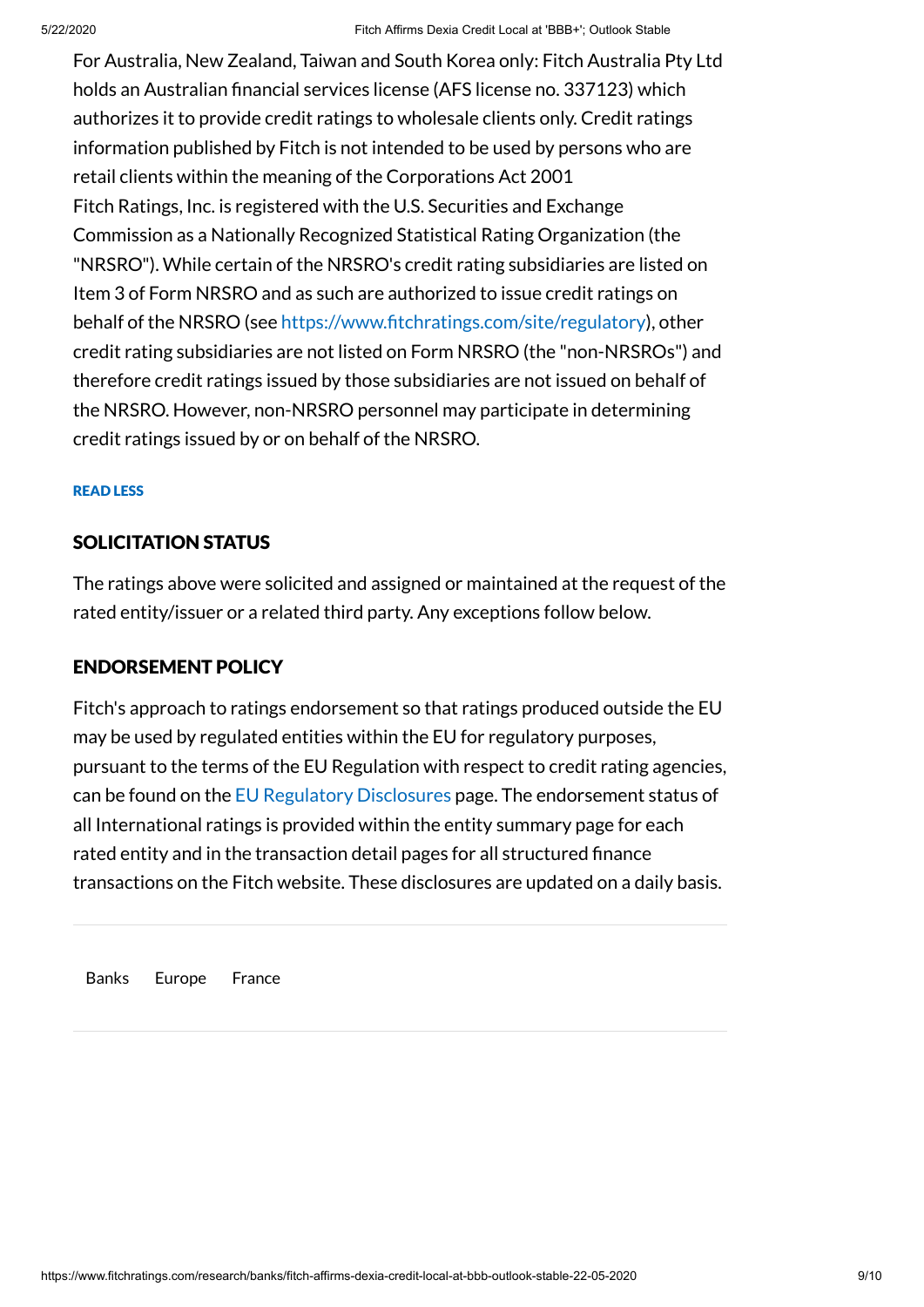For Australia, New Zealand, Taiwan and South Korea only: Fitch Australia Pty Ltd holds an Australian financial services license (AFS license no. 337123) which authorizes it to provide credit ratings to wholesale clients only. Credit ratings information published by Fitch is not intended to be used by persons who are retail clients within the meaning of the Corporations Act 2001
Fitch Ratings, Inc. is registered with the U.S. Securities and Exchange Commission as a Nationally Recognized Statistical Rating Organization (the "NRSRO"). While certain of the NRSRO's credit rating subsidiaries are listed on Item 3 of Form NRSRO and as such are authorized to issue credit ratings on behalf of the NRSRO (see https://www.fitchratings.com/site/regulatory), other credit rating subsidiaries are not listed on Form NRSRO (the "non-NRSROs") and therefore credit ratings issued by those subsidiaries are not issued on behalf of the NRSRO. However, non-NRSRO personnel may participate in determining credit ratings issued by or on behalf of the NRSRO.

READ LESS

## SOLICITATION STATUS

The ratings above were solicited and assigned or maintained at the request of the rated entity/issuer or a related third party. Any exceptions follow below.

## ENDORSEMENT POLICY

Fitch's approach to ratings endorsement so that ratings produced outside the EU may be used by regulated entities within the EU for regulatory purposes, pursuant to the terms of the EU Regulation with respect to credit rating agencies, can be found on the EU Regulatory Disclosures page. The endorsement status of all International ratings is provided within the entity summary page for each rated entity and in the transaction detail pages for all structured finance transactions on the Fitch website. These disclosures are updated on a daily basis.

Banks Europe France